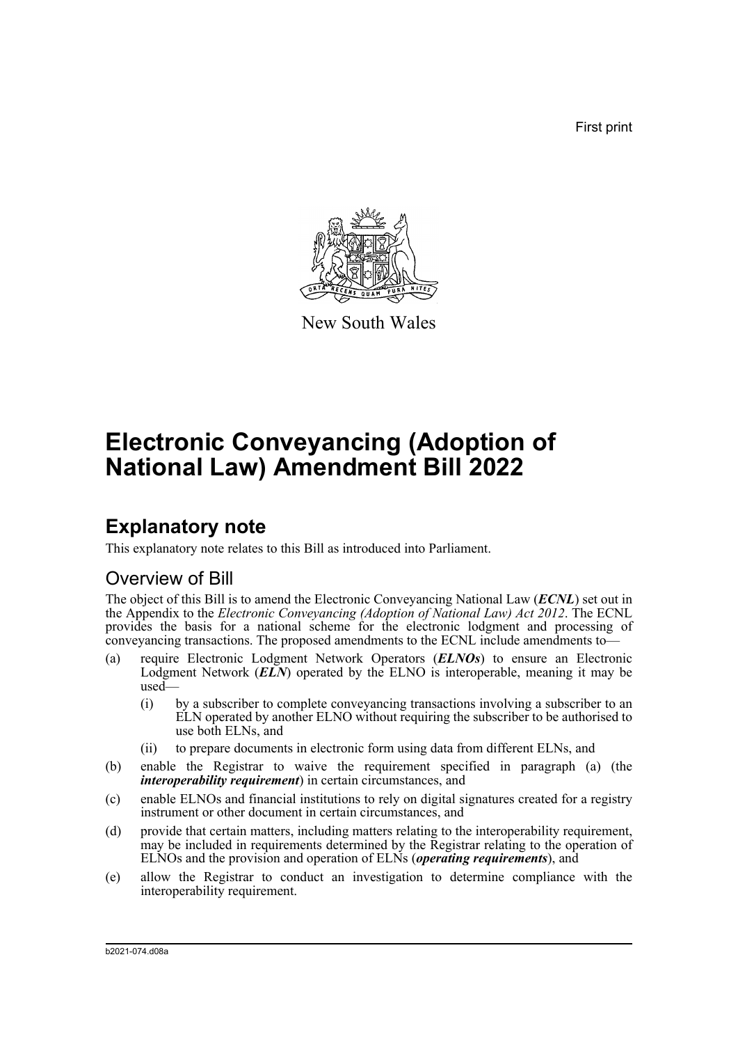First print

New South Wales

# Electronic Conveyancing (Adoption of National Law) Amendment Bill 2022

## Explanatory note

This explanatory note relates to this Bill as introduced into Parliament.

### Overview of Bill

The object of this Bill is to amend the Electronic Conveyancing National Law (***ECNL***) set out in the Appendix to the *Electronic Conveyancing (Adoption of National Law) Act 2012*. The ECNL provides the basis for a national scheme for the electronic lodgment and processing of conveyancing transactions. The proposed amendments to the ECNL include amendments to—

(a) require Electronic Lodgment Network Operators (***ELNOs***) to ensure an Electronic Lodgment Network (***ELN***) operated by the ELNO is interoperable, meaning it may be used—

 (i) by a subscriber to complete conveyancing transactions involving a subscriber to an ELN operated by another ELNO without requiring the subscriber to be authorised to use both ELNs, and

 (ii) to prepare documents in electronic form using data from different ELNs, and

(b) enable the Registrar to waive the requirement specified in paragraph (a) (the ***interoperability requirement***) in certain circumstances, and

(c) enable ELNOs and financial institutions to rely on digital signatures created for a registry instrument or other document in certain circumstances, and

(d) provide that certain matters, including matters relating to the interoperability requirement, may be included in requirements determined by the Registrar relating to the operation of ELNOs and the provision and operation of ELNs (***operating requirements***), and

(e) allow the Registrar to conduct an investigation to determine compliance with the interoperability requirement.

b2021-074.d08a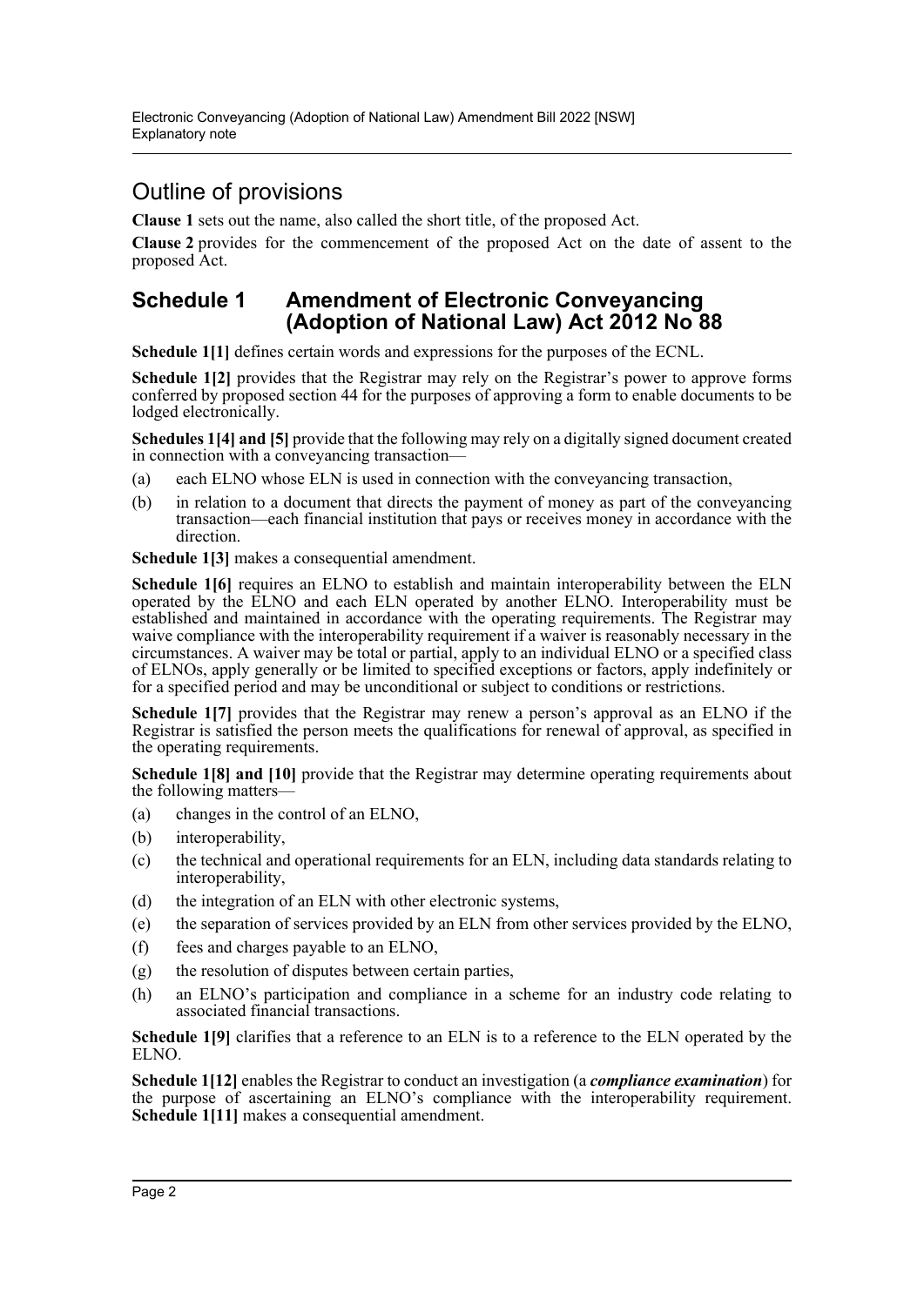## Outline of provisions

**Clause 1** sets out the name, also called the short title, of the proposed Act.

**Clause 2** provides for the commencement of the proposed Act on the date of assent to the proposed Act.

## Schedule 1 Amendment of Electronic Conveyancing (Adoption of National Law) Act 2012 No 88

**Schedule 1[1]** defines certain words and expressions for the purposes of the ECNL.

**Schedule 1[2]** provides that the Registrar may rely on the Registrar's power to approve forms conferred by proposed section 44 for the purposes of approving a form to enable documents to be lodged electronically.

**Schedules 1[4] and [5]** provide that the following may rely on a digitally signed document created in connection with a conveyancing transaction—

(a) each ELNO whose ELN is used in connection with the conveyancing transaction,

(b) in relation to a document that directs the payment of money as part of the conveyancing transaction—each financial institution that pays or receives money in accordance with the direction.

**Schedule 1[3]** makes a consequential amendment.

**Schedule 1[6]** requires an ELNO to establish and maintain interoperability between the ELN operated by the ELNO and each ELN operated by another ELNO. Interoperability must be established and maintained in accordance with the operating requirements. The Registrar may waive compliance with the interoperability requirement if a waiver is reasonably necessary in the circumstances. A waiver may be total or partial, apply to an individual ELNO or a specified class of ELNOs, apply generally or be limited to specified exceptions or factors, apply indefinitely or for a specified period and may be unconditional or subject to conditions or restrictions.

**Schedule 1[7]** provides that the Registrar may renew a person's approval as an ELNO if the Registrar is satisfied the person meets the qualifications for renewal of approval, as specified in the operating requirements.

**Schedule 1[8] and [10]** provide that the Registrar may determine operating requirements about the following matters—

(a) changes in the control of an ELNO,

(b) interoperability,

(c) the technical and operational requirements for an ELN, including data standards relating to interoperability,

(d) the integration of an ELN with other electronic systems,

(e) the separation of services provided by an ELN from other services provided by the ELNO,

(f) fees and charges payable to an ELNO,

(g) the resolution of disputes between certain parties,

(h) an ELNO's participation and compliance in a scheme for an industry code relating to associated financial transactions.

**Schedule 1[9]** clarifies that a reference to an ELN is to a reference to the ELN operated by the ELNO.

**Schedule 1[12]** enables the Registrar to conduct an investigation (a ***compliance examination***) for the purpose of ascertaining an ELNO's compliance with the interoperability requirement. **Schedule 1[11]** makes a consequential amendment.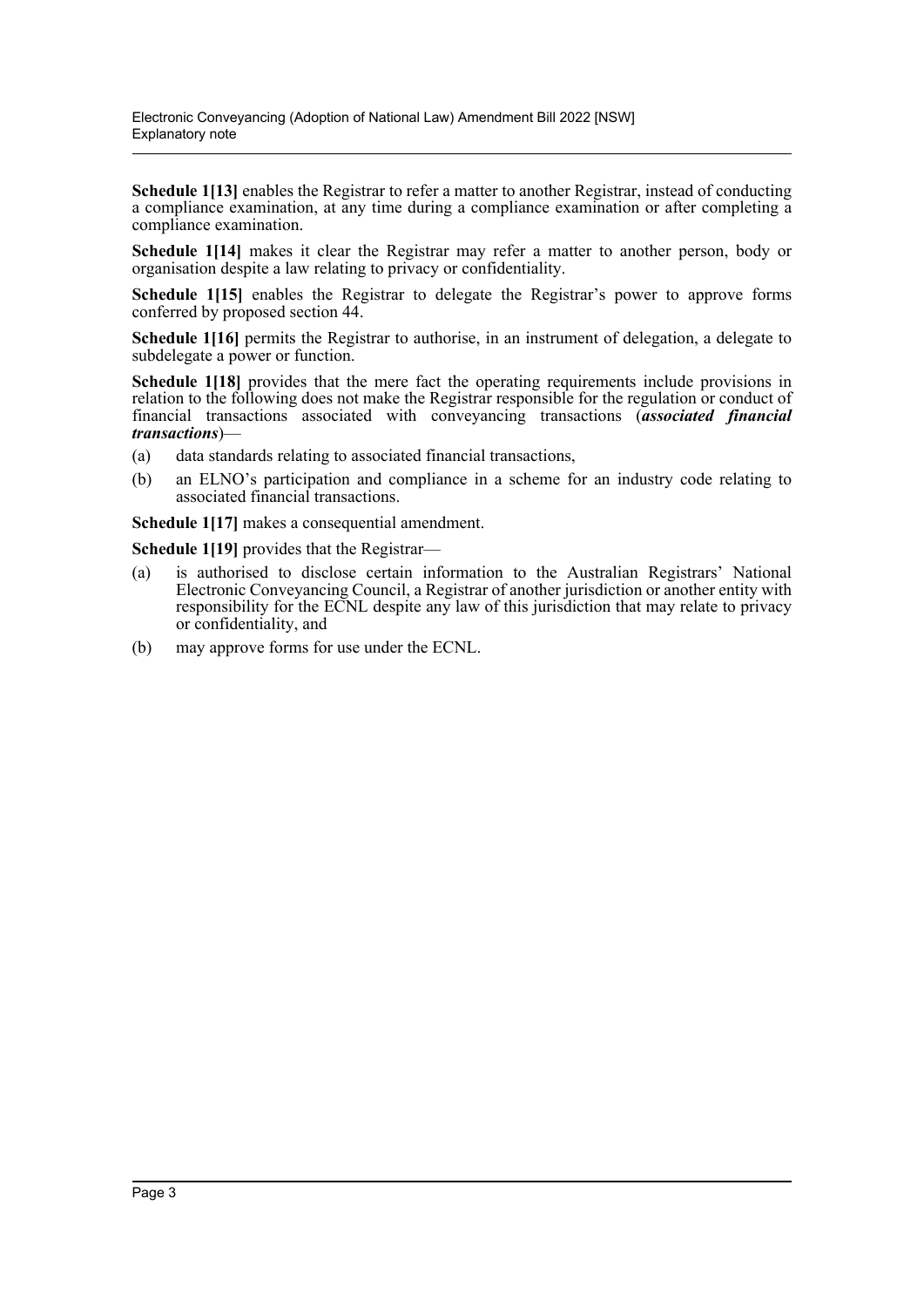**Schedule 1[13]** enables the Registrar to refer a matter to another Registrar, instead of conducting a compliance examination, at any time during a compliance examination or after completing a compliance examination.

**Schedule 1[14]** makes it clear the Registrar may refer a matter to another person, body or organisation despite a law relating to privacy or confidentiality.

**Schedule 1[15]** enables the Registrar to delegate the Registrar's power to approve forms conferred by proposed section 44.

**Schedule 1[16]** permits the Registrar to authorise, in an instrument of delegation, a delegate to subdelegate a power or function.

**Schedule 1[18]** provides that the mere fact the operating requirements include provisions in relation to the following does not make the Registrar responsible for the regulation or conduct of financial transactions associated with conveyancing transactions (***associated financial transactions***)—

(a) data standards relating to associated financial transactions,

(b) an ELNO's participation and compliance in a scheme for an industry code relating to associated financial transactions.

**Schedule 1[17]** makes a consequential amendment.

**Schedule 1[19]** provides that the Registrar—

(a) is authorised to disclose certain information to the Australian Registrars' National Electronic Conveyancing Council, a Registrar of another jurisdiction or another entity with responsibility for the ECNL despite any law of this jurisdiction that may relate to privacy or confidentiality, and

(b) may approve forms for use under the ECNL.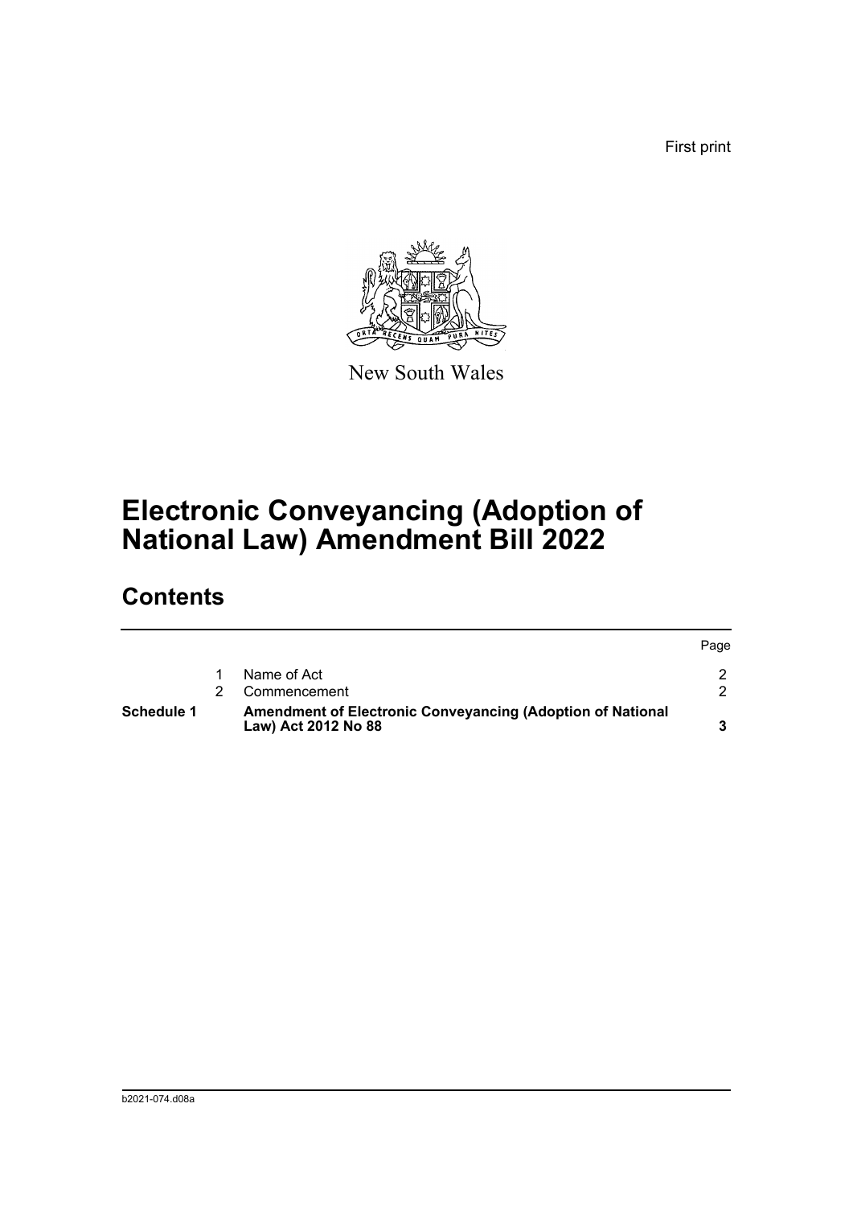First print

New South Wales

# Electronic Conveyancing (Adoption of National Law) Amendment Bill 2022

## Contents

| | | | Page |
|---|---|---|---|
| | 1 | Name of Act | 2 |
| | 2 | Commencement | 2 |
| **Schedule 1** | | **Amendment of Electronic Conveyancing (Adoption of National Law) Act 2012 No 88** | **3** |

b2021-074.d08a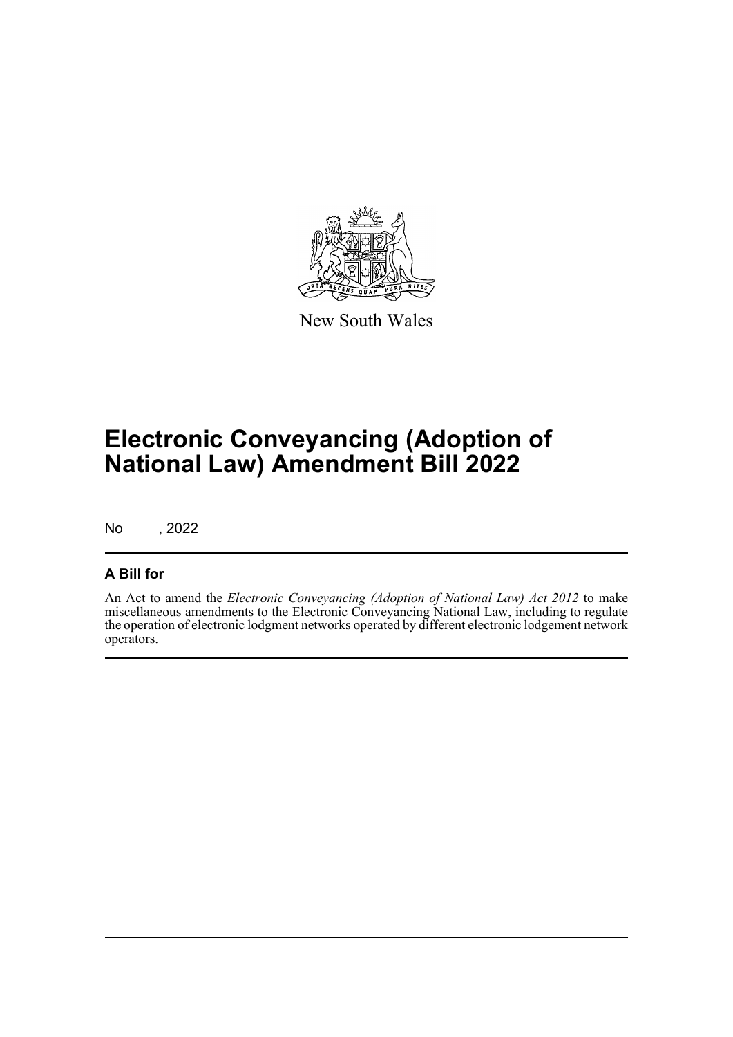New South Wales

# Electronic Conveyancing (Adoption of National Law) Amendment Bill 2022

No , 2022

## A Bill for

An Act to amend the *Electronic Conveyancing (Adoption of National Law) Act 2012* to make miscellaneous amendments to the Electronic Conveyancing National Law, including to regulate the operation of electronic lodgment networks operated by different electronic lodgement network operators.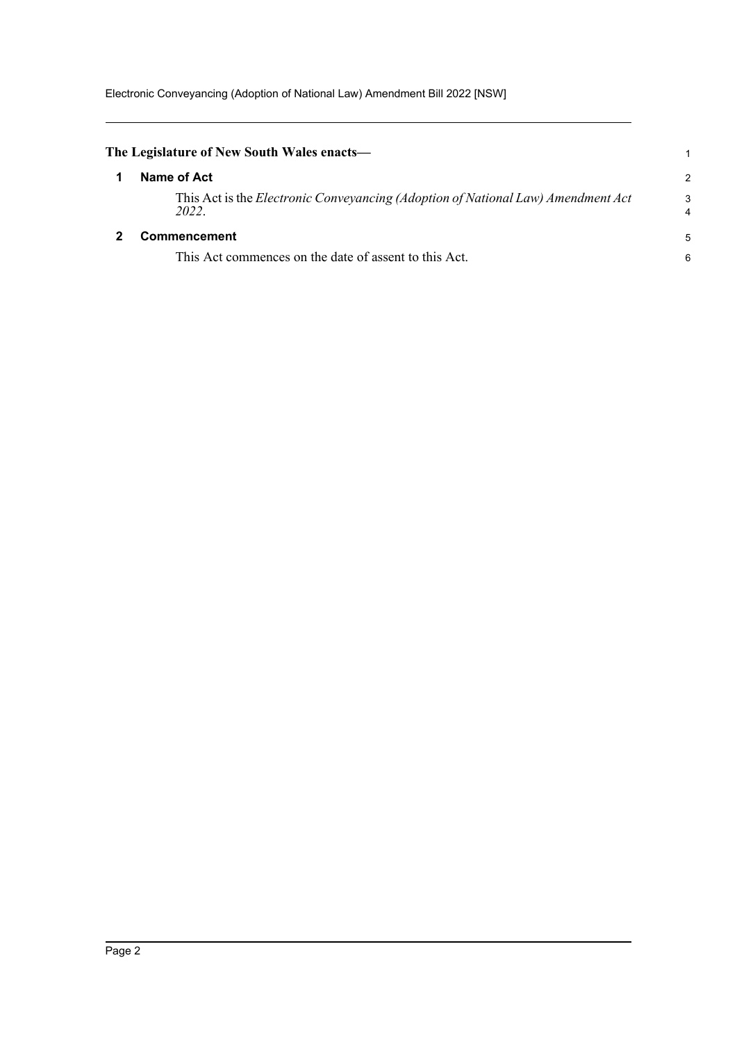**The Legislature of New South Wales enacts—**

## 1 Name of Act

This Act is the *Electronic Conveyancing (Adoption of National Law) Amendment Act 2022*.

## 2 Commencement

This Act commences on the date of assent to this Act.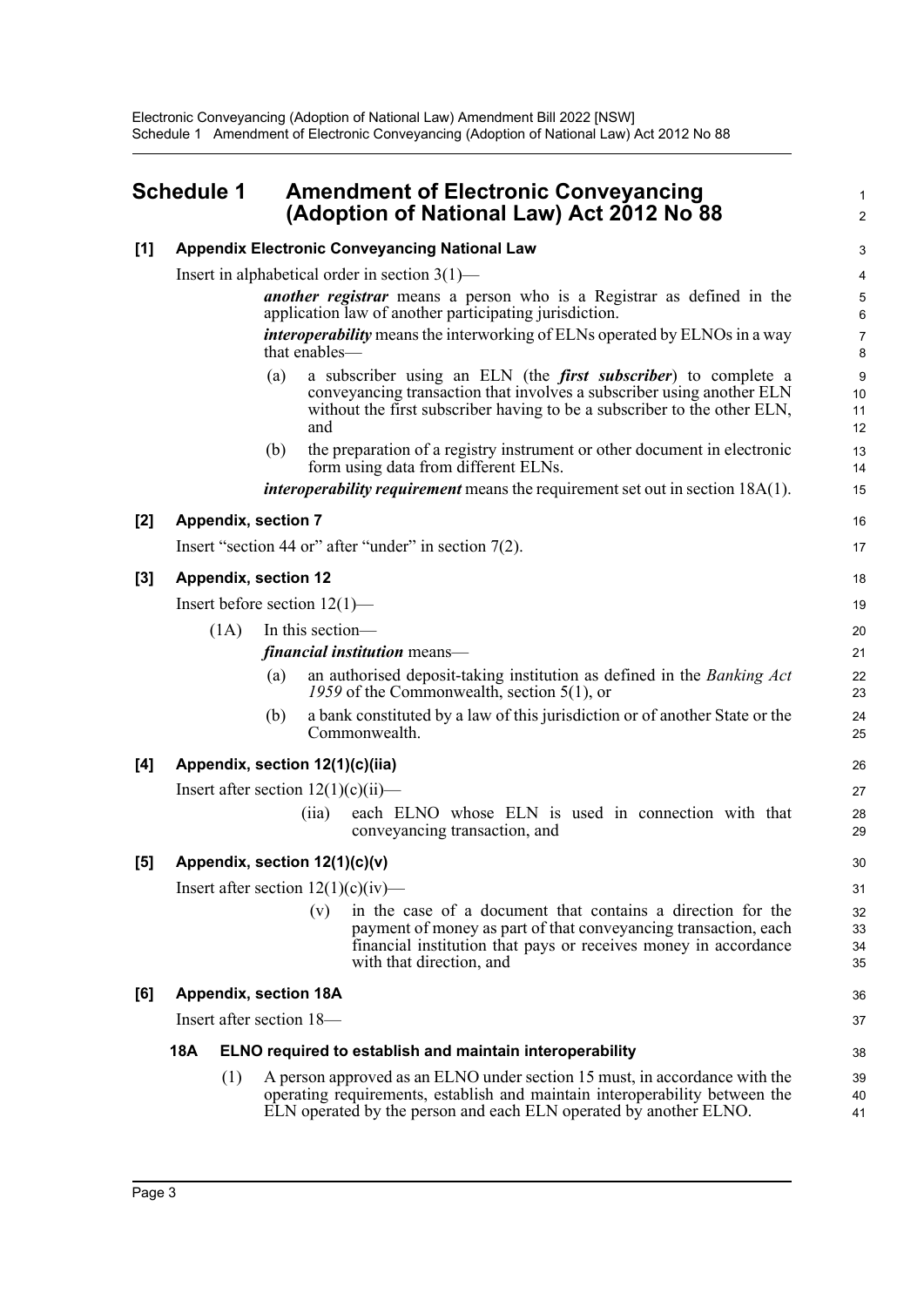## Schedule 1 Amendment of Electronic Conveyancing (Adoption of National Law) Act 2012 No 88

**[1] Appendix Electronic Conveyancing National Law**

Insert in alphabetical order in section 3(1)—

> ***another registrar*** means a person who is a Registrar as defined in the application law of another participating jurisdiction.
>
> ***interoperability*** means the interworking of ELNs operated by ELNOs in a way that enables—
>
> (a) a subscriber using an ELN (the ***first subscriber***) to complete a conveyancing transaction that involves a subscriber using another ELN without the first subscriber having to be a subscriber to the other ELN, and
>
> (b) the preparation of a registry instrument or other document in electronic form using data from different ELNs.
>
> ***interoperability requirement*** means the requirement set out in section 18A(1).

**[2] Appendix, section 7**

Insert "section 44 or" after "under" in section 7(2).

**[3] Appendix, section 12**

Insert before section 12(1)—

> (1A) In this section—
>
> ***financial institution*** means—
>
> (a) an authorised deposit-taking institution as defined in the *Banking Act 1959* of the Commonwealth, section 5(1), or
>
> (b) a bank constituted by a law of this jurisdiction or of another State or the Commonwealth.

**[4] Appendix, section 12(1)(c)(iia)**

Insert after section 12(1)(c)(ii)—

> (iia) each ELNO whose ELN is used in connection with that conveyancing transaction, and

**[5] Appendix, section 12(1)(c)(v)**

Insert after section 12(1)(c)(iv)—

> (v) in the case of a document that contains a direction for the payment of money as part of that conveyancing transaction, each financial institution that pays or receives money in accordance with that direction, and

**[6] Appendix, section 18A**

Insert after section 18—

> **18A ELNO required to establish and maintain interoperability**
>
> (1) A person approved as an ELNO under section 15 must, in accordance with the operating requirements, establish and maintain interoperability between the ELN operated by the person and each ELN operated by another ELNO.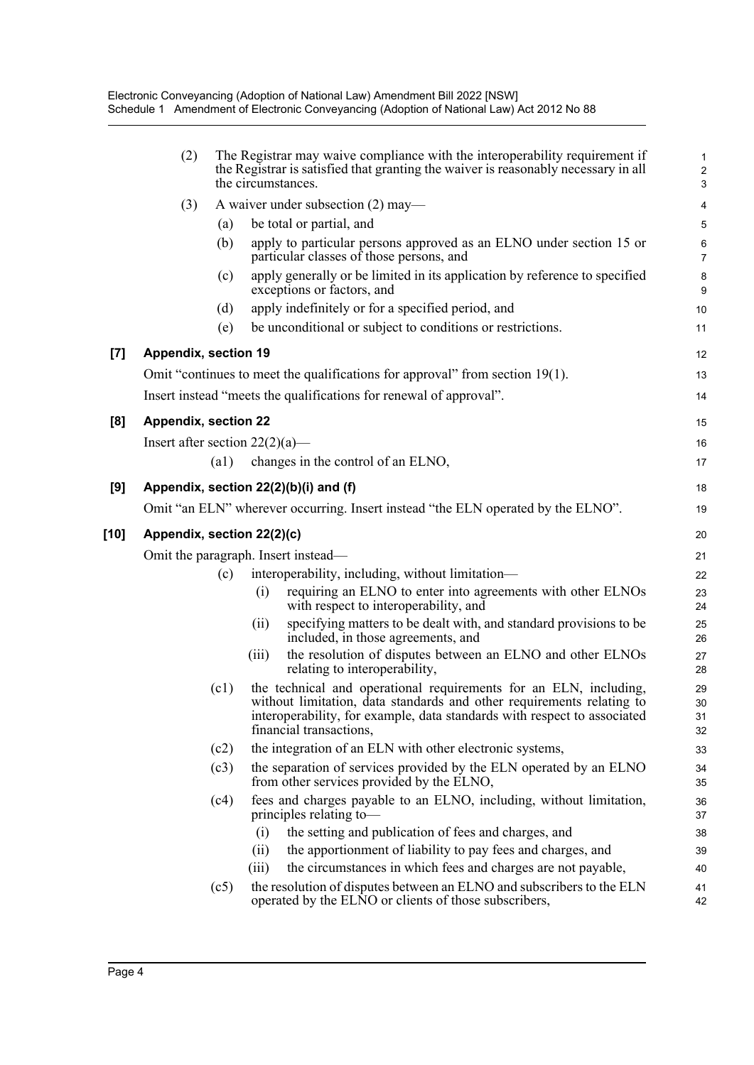(2) The Registrar may waive compliance with the interoperability requirement if the Registrar is satisfied that granting the waiver is reasonably necessary in all the circumstances.

(3) A waiver under subsection (2) may—

- (a) be total or partial, and
- (b) apply to particular persons approved as an ELNO under section 15 or particular classes of those persons, and
- (c) apply generally or be limited in its application by reference to specified exceptions or factors, and
- (d) apply indefinitely or for a specified period, and
- (e) be unconditional or subject to conditions or restrictions.

### [7] Appendix, section 19

Omit "continues to meet the qualifications for approval" from section 19(1).

Insert instead "meets the qualifications for renewal of approval".

### [8] Appendix, section 22

Insert after section 22(2)(a)—

- (a1) changes in the control of an ELNO,

### [9] Appendix, section 22(2)(b)(i) and (f)

Omit "an ELN" wherever occurring. Insert instead "the ELN operated by the ELNO".

### [10] Appendix, section 22(2)(c)

Omit the paragraph. Insert instead—

- (c) interoperability, including, without limitation—
  - (i) requiring an ELNO to enter into agreements with other ELNOs with respect to interoperability, and
  - (ii) specifying matters to be dealt with, and standard provisions to be included, in those agreements, and
  - (iii) the resolution of disputes between an ELNO and other ELNOs relating to interoperability,
- (c1) the technical and operational requirements for an ELN, including, without limitation, data standards and other requirements relating to interoperability, for example, data standards with respect to associated financial transactions,
- (c2) the integration of an ELN with other electronic systems,
- (c3) the separation of services provided by the ELN operated by an ELNO from other services provided by the ELNO,
- (c4) fees and charges payable to an ELNO, including, without limitation, principles relating to—
  - (i) the setting and publication of fees and charges, and
  - (ii) the apportionment of liability to pay fees and charges, and
  - (iii) the circumstances in which fees and charges are not payable,
- (c5) the resolution of disputes between an ELNO and subscribers to the ELN operated by the ELNO or clients of those subscribers,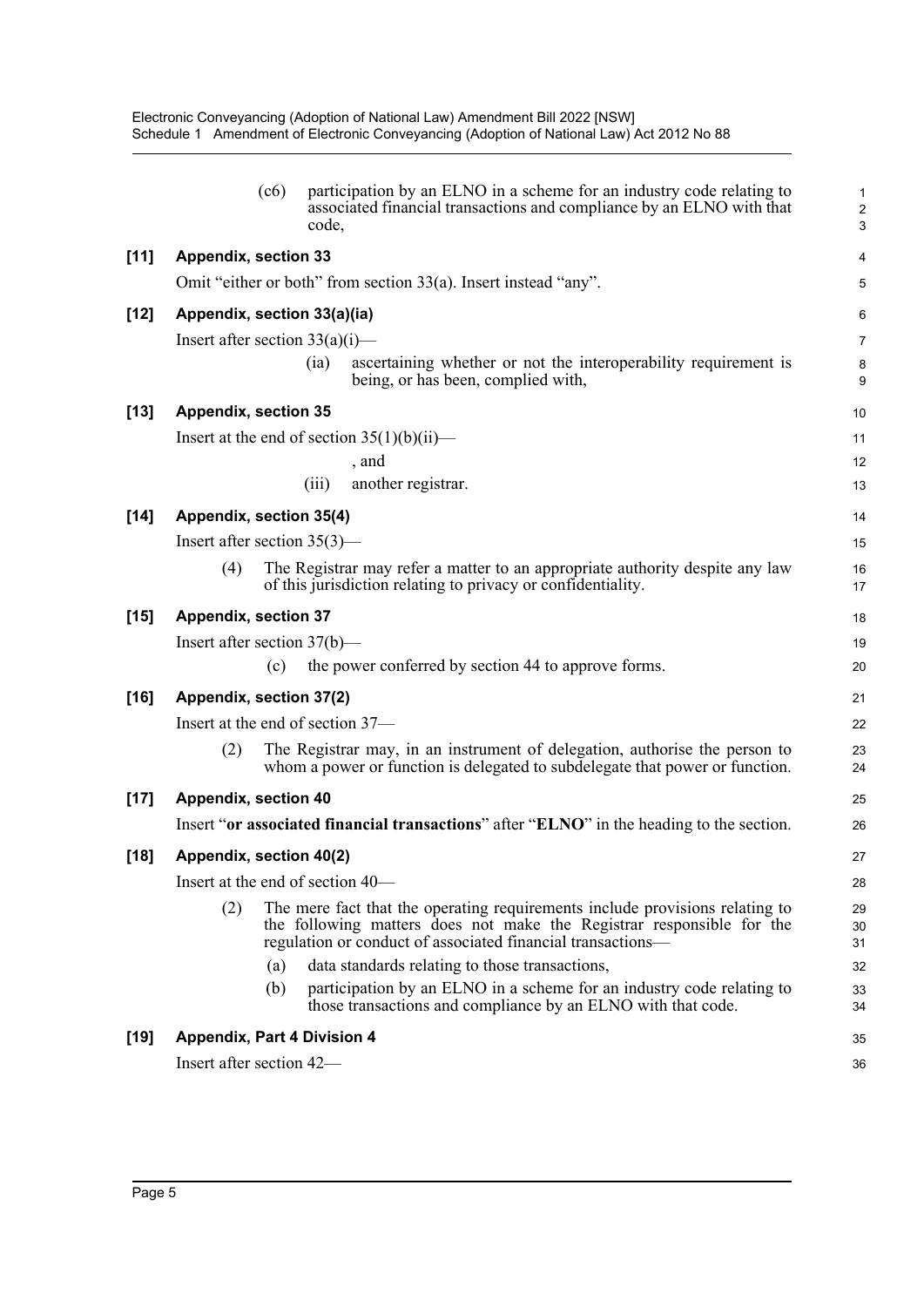(c6) participation by an ELNO in a scheme for an industry code relating to associated financial transactions and compliance by an ELNO with that code,

**[11] Appendix, section 33**

Omit "either or both" from section 33(a). Insert instead "any".

**[12] Appendix, section 33(a)(ia)**

Insert after section 33(a)(i)—

(ia) ascertaining whether or not the interoperability requirement is being, or has been, complied with,

**[13] Appendix, section 35**

Insert at the end of section 35(1)(b)(ii)—

, and

(iii) another registrar.

**[14] Appendix, section 35(4)**

Insert after section 35(3)—

(4) The Registrar may refer a matter to an appropriate authority despite any law of this jurisdiction relating to privacy or confidentiality.

**[15] Appendix, section 37**

Insert after section 37(b)—

(c) the power conferred by section 44 to approve forms.

**[16] Appendix, section 37(2)**

Insert at the end of section 37—

(2) The Registrar may, in an instrument of delegation, authorise the person to whom a power or function is delegated to subdelegate that power or function.

**[17] Appendix, section 40**

Insert "**or associated financial transactions**" after "**ELNO**" in the heading to the section.

**[18] Appendix, section 40(2)**

Insert at the end of section 40—

(2) The mere fact that the operating requirements include provisions relating to the following matters does not make the Registrar responsible for the regulation or conduct of associated financial transactions—

(a) data standards relating to those transactions,

(b) participation by an ELNO in a scheme for an industry code relating to those transactions and compliance by an ELNO with that code.

**[19] Appendix, Part 4 Division 4**

Insert after section 42—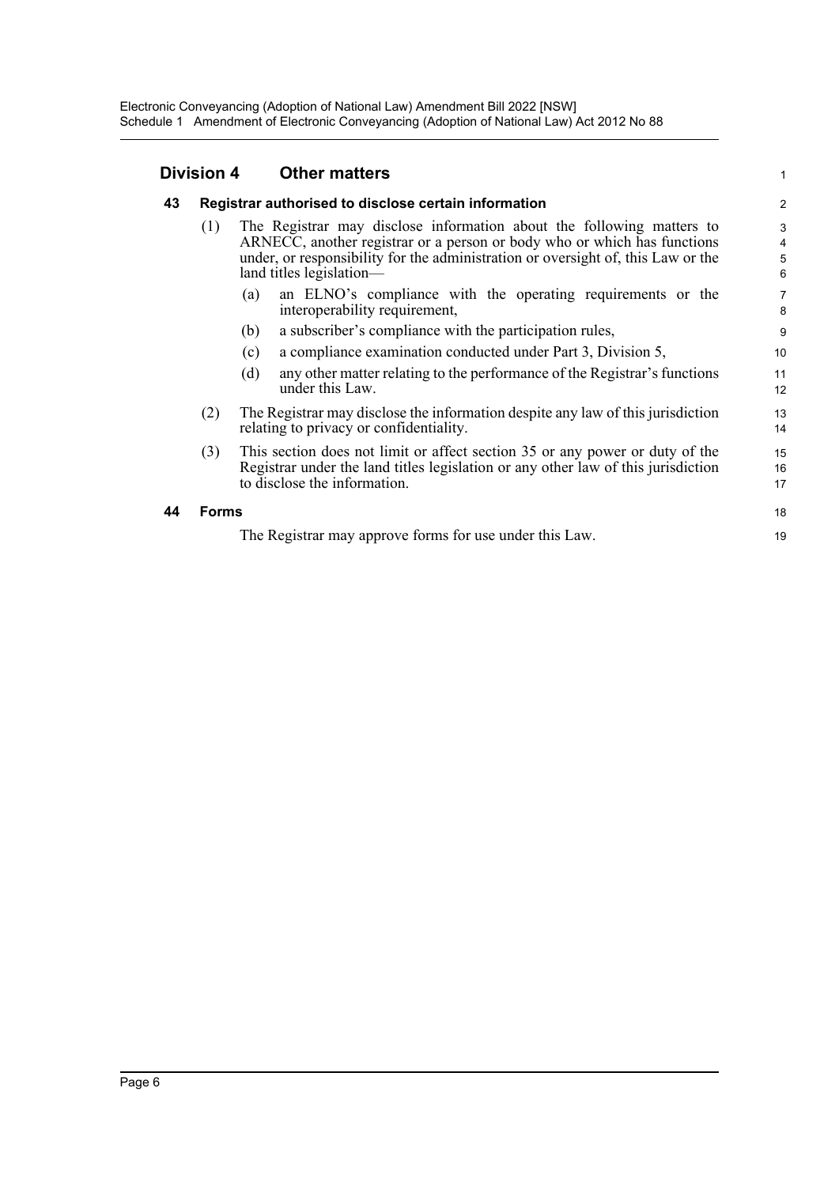## Division 4 Other matters

### 43 Registrar authorised to disclose certain information

(1) The Registrar may disclose information about the following matters to ARNECC, another registrar or a person or body who or which has functions under, or responsibility for the administration or oversight of, this Law or the land titles legislation—

(a) an ELNO's compliance with the operating requirements or the interoperability requirement,

(b) a subscriber's compliance with the participation rules,

(c) a compliance examination conducted under Part 3, Division 5,

(d) any other matter relating to the performance of the Registrar's functions under this Law.

(2) The Registrar may disclose the information despite any law of this jurisdiction relating to privacy or confidentiality.

(3) This section does not limit or affect section 35 or any power or duty of the Registrar under the land titles legislation or any other law of this jurisdiction to disclose the information.

### 44 Forms

The Registrar may approve forms for use under this Law.